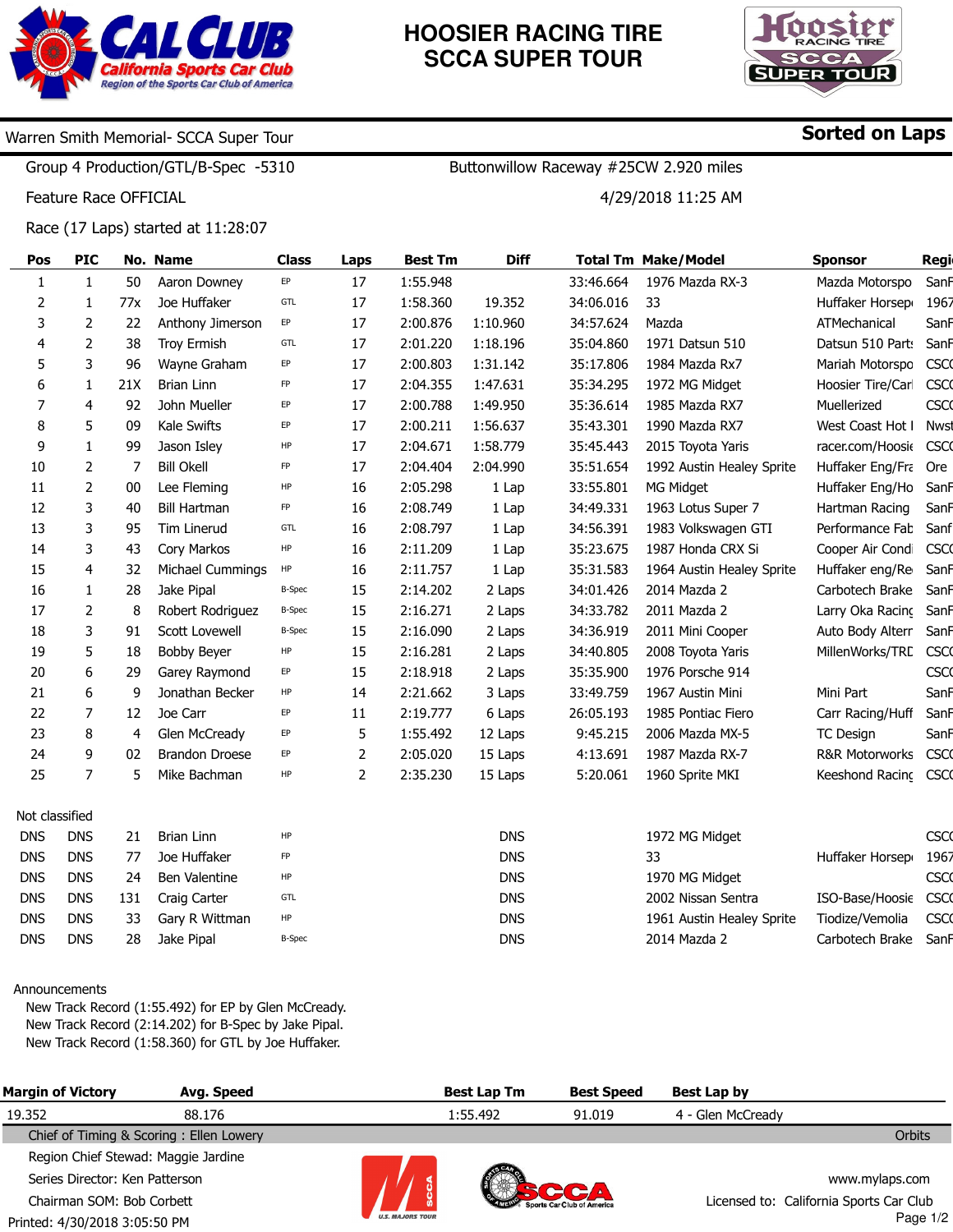# HOOSIER RACING TIRE SCCA SUPER TOUR

**Warren Smith Memorial- SCCA Super Tour** | **Sorted on Laps**

Group 4 Production/GTL/B-Spec -5310 | Buttonwillow Raceway #25CW 2.920 miles

Feature Race OFFICIAL | 4/29/2018 11:25 AM

Race (17 Laps) started at 11:28:07

| Pos | PIC | No. | Name | Class | Laps | Best Tm | Diff | Total Tm | Make/Model | Sponsor | Regi |
|---|---|---|---|---|---|---|---|---|---|---|---|
| 1 | 1 | 50 | Aaron Downey | EP | 17 | 1:55.948 | | 33:46.664 | 1976 Mazda RX-3 | Mazda Motorspo | SanF |
| 2 | 1 | 77x | Joe Huffaker | GTL | 17 | 1:58.360 | 19.352 | 34:06.016 | 33 | Huffaker Horsep | 1967 |
| 3 | 2 | 22 | Anthony Jimerson | EP | 17 | 2:00.876 | 1:10.960 | 34:57.624 | Mazda | ATMechanical | SanF |
| 4 | 2 | 38 | Troy Ermish | GTL | 17 | 2:01.220 | 1:18.196 | 35:04.860 | 1971 Datsun 510 | Datsun 510 Parts | SanF |
| 5 | 3 | 96 | Wayne Graham | EP | 17 | 2:00.803 | 1:31.142 | 35:17.806 | 1984 Mazda Rx7 | Mariah Motorspo | CSCC |
| 6 | 1 | 21X | Brian Linn | FP | 17 | 2:04.355 | 1:47.631 | 35:34.295 | 1972 MG Midget | Hoosier Tire/Carl | CSCC |
| 7 | 4 | 92 | John Mueller | EP | 17 | 2:00.788 | 1:49.950 | 35:36.614 | 1985 Mazda RX7 | Muellerized | CSCC |
| 8 | 5 | 09 | Kale Swifts | EP | 17 | 2:00.211 | 1:56.637 | 35:43.301 | 1990 Mazda RX7 | West Coast Hot I | Nwst |
| 9 | 1 | 99 | Jason Isley | HP | 17 | 2:04.671 | 1:58.779 | 35:45.443 | 2015 Toyota Yaris | racer.com/Hoosie | CSCC |
| 10 | 2 | 7 | Bill Okell | FP | 17 | 2:04.404 | 2:04.990 | 35:51.654 | 1992 Austin Healey Sprite | Huffaker Eng/Fra | Ore |
| 11 | 2 | 00 | Lee Fleming | HP | 16 | 2:05.298 | 1 Lap | 33:55.801 | MG Midget | Huffaker Eng/Ho | SanF |
| 12 | 3 | 40 | Bill Hartman | FP | 16 | 2:08.749 | 1 Lap | 34:49.331 | 1963 Lotus Super 7 | Hartman Racing | SanF |
| 13 | 3 | 95 | Tim Linerud | GTL | 16 | 2:08.797 | 1 Lap | 34:56.391 | 1983 Volkswagen GTI | Performance Fab | Sanf |
| 14 | 3 | 43 | Cory Markos | HP | 16 | 2:11.209 | 1 Lap | 35:23.675 | 1987 Honda CRX Si | Cooper Air Condi | CSCC |
| 15 | 4 | 32 | Michael Cummings | HP | 16 | 2:11.757 | 1 Lap | 35:31.583 | 1964 Austin Healey Sprite | Huffaker eng/Re | SanF |
| 16 | 1 | 28 | Jake Pipal | B-Spec | 15 | 2:14.202 | 2 Laps | 34:01.426 | 2014 Mazda 2 | Carbotech Brake | SanF |
| 17 | 2 | 8 | Robert Rodriguez | B-Spec | 15 | 2:16.271 | 2 Laps | 34:33.782 | 2011 Mazda 2 | Larry Oka Racing | SanF |
| 18 | 3 | 91 | Scott Lovewell | B-Spec | 15 | 2:16.090 | 2 Laps | 34:36.919 | 2011 Mini Cooper | Auto Body Altern | SanF |
| 19 | 5 | 18 | Bobby Beyer | HP | 15 | 2:16.281 | 2 Laps | 34:40.805 | 2008 Toyota Yaris | MillenWorks/TRD | CSCC |
| 20 | 6 | 29 | Garey Raymond | EP | 15 | 2:18.918 | 2 Laps | 35:35.900 | 1976 Porsche 914 | | CSCC |
| 21 | 6 | 9 | Jonathan Becker | HP | 14 | 2:21.662 | 3 Laps | 33:49.759 | 1967 Austin Mini | Mini Part | SanF |
| 22 | 7 | 12 | Joe Carr | EP | 11 | 2:19.777 | 6 Laps | 26:05.193 | 1985 Pontiac Fiero | Carr Racing/Huff | SanF |
| 23 | 8 | 4 | Glen McCready | EP | 5 | 1:55.492 | 12 Laps | 9:45.215 | 2006 Mazda MX-5 | TC Design | SanF |
| 24 | 9 | 02 | Brandon Droese | EP | 2 | 2:05.020 | 15 Laps | 4:13.691 | 1987 Mazda RX-7 | R&R Motorworks | CSCC |
| 25 | 7 | 5 | Mike Bachman | HP | 2 | 2:35.230 | 15 Laps | 5:20.061 | 1960 Sprite MKI | Keeshond Racing | CSCC |

Not classified

| Pos | PIC | No. | Name | Class | Laps | Best Tm | Diff | Total Tm | Make/Model | Sponsor | Regi |
|---|---|---|---|---|---|---|---|---|---|---|---|
| DNS | DNS | 21 | Brian Linn | HP | | | DNS | | 1972 MG Midget | | CSCC |
| DNS | DNS | 77 | Joe Huffaker | FP | | | DNS | | 33 | Huffaker Horsep | 1967 |
| DNS | DNS | 24 | Ben Valentine | HP | | | DNS | | 1970 MG Midget | | CSCC |
| DNS | DNS | 131 | Craig Carter | GTL | | | DNS | | 2002 Nissan Sentra | ISO-Base/Hoosie | CSCC |
| DNS | DNS | 33 | Gary R Wittman | HP | | | DNS | | 1961 Austin Healey Sprite | Tiodize/Vemolia | CSCC |
| DNS | DNS | 28 | Jake Pipal | B-Spec | | | DNS | | 2014 Mazda 2 | Carbotech Brake | SanF |

Announcements

New Track Record (1:55.492) for EP by Glen McCready.
New Track Record (2:14.202) for B-Spec by Jake Pipal.
New Track Record (1:58.360) for GTL by Joe Huffaker.

| Margin of Victory | Avg. Speed | Best Lap Tm | Best Speed | Best Lap by |
|---|---|---|---|---|
| 19.352 | 88.176 | 1:55.492 | 91.019 | 4 - Glen McCready |

Chief of Timing & Scoring : Ellen Lowery | Orbits

Region Chief Stewad: Maggie Jardine
Series Director: Ken Patterson
Chairman SOM: Bob Corbett

www.mylaps.com
Licensed to: California Sports Car Club

Printed: 4/30/2018 3:05:50 PM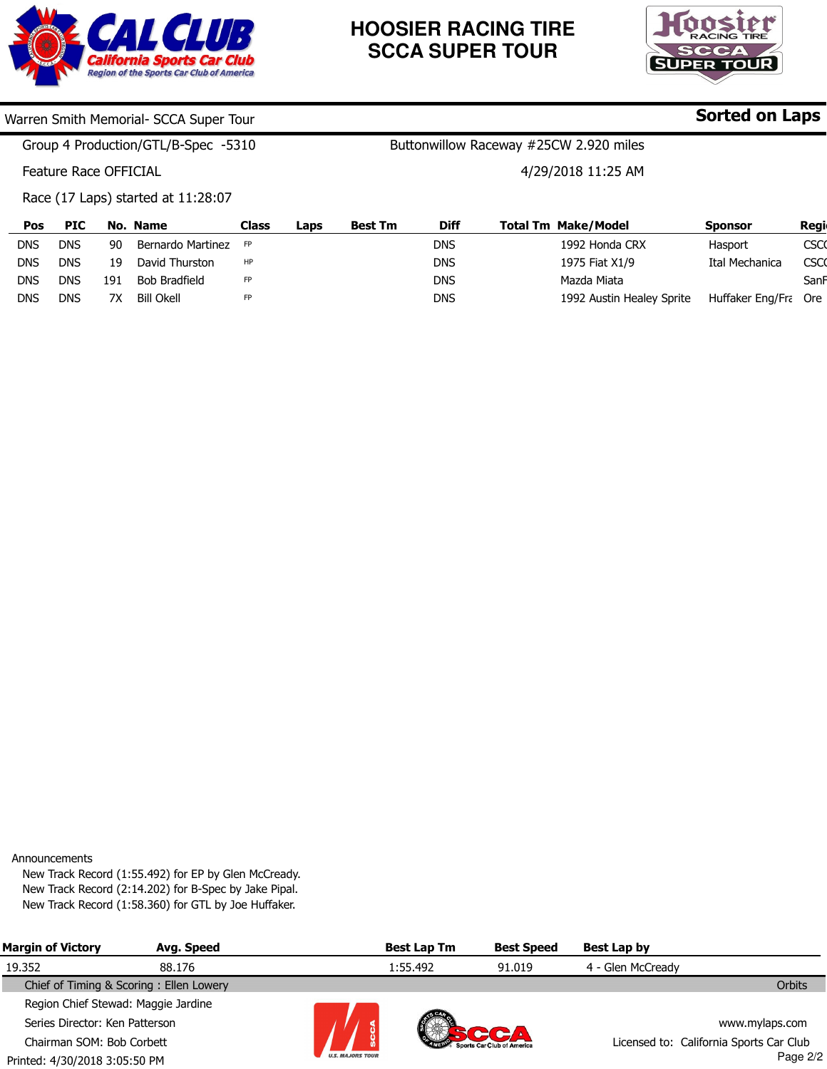# HOOSIER RACING TIRE SCCA SUPER TOUR

Warren Smith Memorial- SCCA Super Tour

**Sorted on Laps**

Group 4 Production/GTL/B-Spec -5310

Buttonwillow Raceway #25CW 2.920 miles

Feature Race OFFICIAL

4/29/2018 11:25 AM

Race (17 Laps) started at 11:28:07

| Pos | PIC | No. | Name | Class | Laps | Best Tm | Diff | Total Tm | Make/Model | Sponsor | Regi |
|---|---|---|---|---|---|---|---|---|---|---|---|
| DNS | DNS | 90 | Bernardo Martinez | FP | | | DNS | | 1992 Honda CRX | Hasport | CSC( |
| DNS | DNS | 19 | David Thurston | HP | | | DNS | | 1975 Fiat X1/9 | Ital Mechanica | CSC( |
| DNS | DNS | 191 | Bob Bradfield | FP | | | DNS | | Mazda Miata | | SanF |
| DNS | DNS | 7X | Bill Okell | FP | | | DNS | | 1992 Austin Healey Sprite | Huffaker Eng/Fra | Ore |

Announcements

New Track Record (1:55.492) for EP by Glen McCready.
New Track Record (2:14.202) for B-Spec by Jake Pipal.
New Track Record (1:58.360) for GTL by Joe Huffaker.

| Margin of Victory | Avg. Speed | Best Lap Tm | Best Speed | Best Lap by |
|---|---|---|---|---|
| 19.352 | 88.176 | 1:55.492 | 91.019 | 4 - Glen McCready |

Chief of Timing & Scoring : Ellen Lowery

Orbits

Region Chief Stewad: Maggie Jardine

Series Director: Ken Patterson

Chairman SOM: Bob Corbett

Printed: 4/30/2018 3:05:50 PM

www.mylaps.com

Licensed to: California Sports Car Club